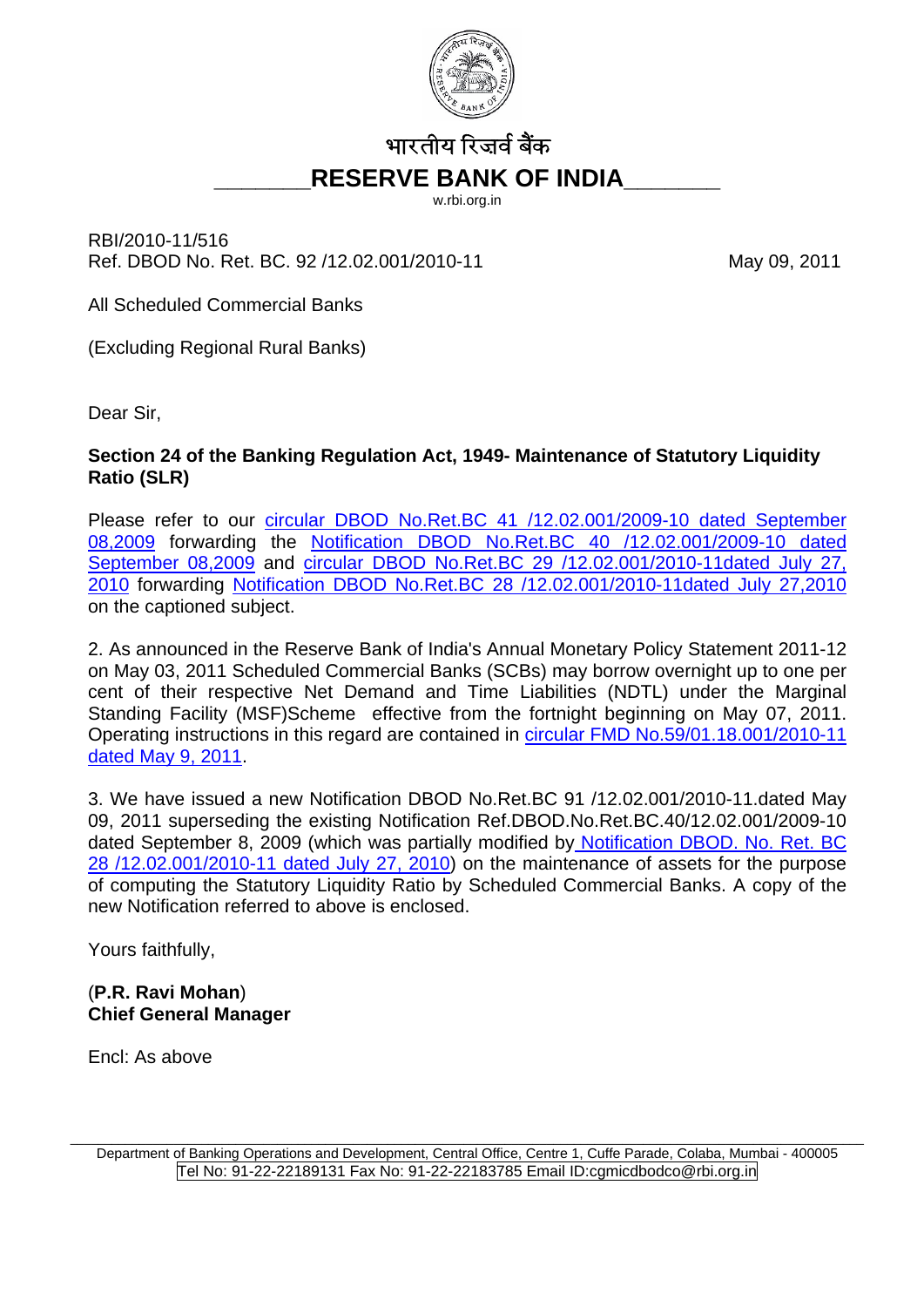भारतीय रिज़र्व बैंक

# RESERVE BANK OF INDIA

w.rbi.org.in

RBI/2010-11/516

Ref. DBOD No. Ret. BC. 92 /12.02.001/2010-11 May 09, 2011

All Scheduled Commercial Banks

(Excluding Regional Rural Banks)

Dear Sir,

**Section 24 of the Banking Regulation Act, 1949- Maintenance of Statutory Liquidity Ratio (SLR)**

Please refer to our circular DBOD No.Ret.BC 41 /12.02.001/2009-10 dated September 08,2009 forwarding the Notification DBOD No.Ret.BC 40 /12.02.001/2009-10 dated September 08,2009 and circular DBOD No.Ret.BC 29 /12.02.001/2010-11dated July 27, 2010 forwarding Notification DBOD No.Ret.BC 28 /12.02.001/2010-11dated July 27,2010 on the captioned subject.

2. As announced in the Reserve Bank of India's Annual Monetary Policy Statement 2011-12 on May 03, 2011 Scheduled Commercial Banks (SCBs) may borrow overnight up to one per cent of their respective Net Demand and Time Liabilities (NDTL) under the Marginal Standing Facility (MSF)Scheme effective from the fortnight beginning on May 07, 2011. Operating instructions in this regard are contained in circular FMD No.59/01.18.001/2010-11 dated May 9, 2011.

3. We have issued a new Notification DBOD No.Ret.BC 91 /12.02.001/2010-11.dated May 09, 2011 superseding the existing Notification Ref.DBOD.No.Ret.BC.40/12.02.001/2009-10 dated September 8, 2009 (which was partially modified by Notification DBOD. No. Ret. BC 28 /12.02.001/2010-11 dated July 27, 2010) on the maintenance of assets for the purpose of computing the Statutory Liquidity Ratio by Scheduled Commercial Banks. A copy of the new Notification referred to above is enclosed.

Yours faithfully,

(**P.R. Ravi Mohan**)
**Chief General Manager**

Encl: As above

Department of Banking Operations and Development, Central Office, Centre 1, Cuffe Parade, Colaba, Mumbai - 400005
Tel No: 91-22-22189131 Fax No: 91-22-22183785 Email ID:cgmicdbodco@rbi.org.in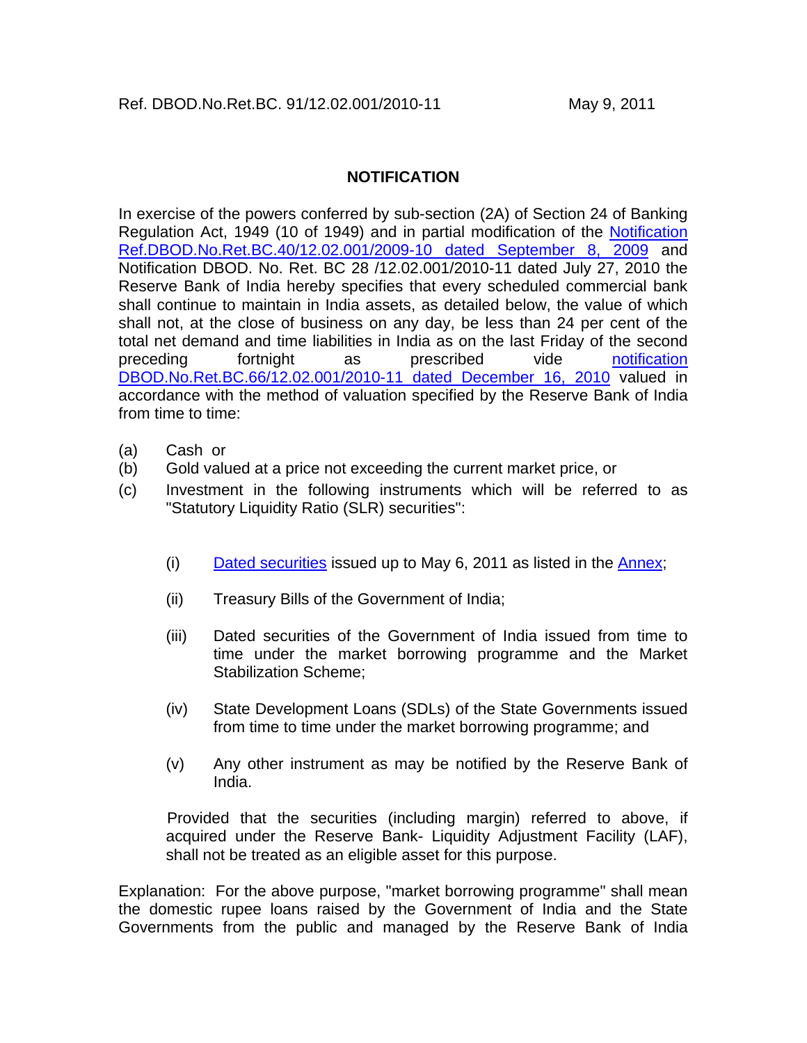Ref. DBOD.No.Ret.BC. 91/12.02.001/2010-11 May 9, 2011

**NOTIFICATION**

In exercise of the powers conferred by sub-section (2A) of Section 24 of Banking Regulation Act, 1949 (10 of 1949) and in partial modification of the Notification Ref.DBOD.No.Ret.BC.40/12.02.001/2009-10 dated September 8, 2009 and Notification DBOD. No. Ret. BC 28 /12.02.001/2010-11 dated July 27, 2010 the Reserve Bank of India hereby specifies that every scheduled commercial bank shall continue to maintain in India assets, as detailed below, the value of which shall not, at the close of business on any day, be less than 24 per cent of the total net demand and time liabilities in India as on the last Friday of the second preceding fortnight as prescribed vide notification DBOD.No.Ret.BC.66/12.02.001/2010-11 dated December 16, 2010 valued in accordance with the method of valuation specified by the Reserve Bank of India from time to time:

(a) Cash or
(b) Gold valued at a price not exceeding the current market price, or
(c) Investment in the following instruments which will be referred to as "Statutory Liquidity Ratio (SLR) securities":

 (i) Dated securities issued up to May 6, 2011 as listed in the Annex;

 (ii) Treasury Bills of the Government of India;

 (iii) Dated securities of the Government of India issued from time to time under the market borrowing programme and the Market Stabilization Scheme;

 (iv) State Development Loans (SDLs) of the State Governments issued from time to time under the market borrowing programme; and

 (v) Any other instrument as may be notified by the Reserve Bank of India.

 Provided that the securities (including margin) referred to above, if acquired under the Reserve Bank- Liquidity Adjustment Facility (LAF), shall not be treated as an eligible asset for this purpose.

Explanation: For the above purpose, "market borrowing programme" shall mean the domestic rupee loans raised by the Government of India and the State Governments from the public and managed by the Reserve Bank of India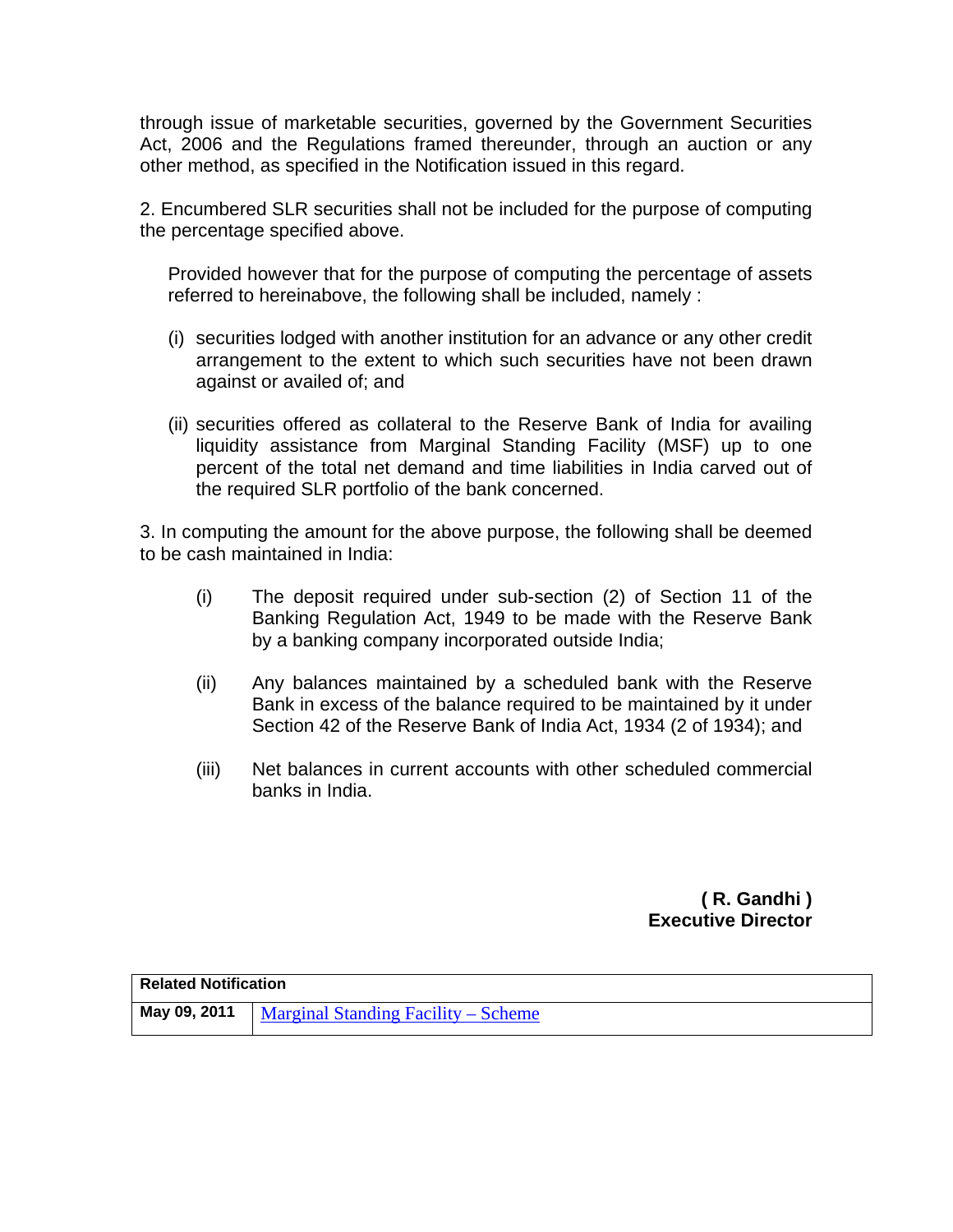through issue of marketable securities, governed by the Government Securities Act, 2006 and the Regulations framed thereunder, through an auction or any other method, as specified in the Notification issued in this regard.

2. Encumbered SLR securities shall not be included for the purpose of computing the percentage specified above.

> Provided however that for the purpose of computing the percentage of assets referred to hereinabove, the following shall be included, namely :
>
> (i) securities lodged with another institution for an advance or any other credit arrangement to the extent to which such securities have not been drawn against or availed of; and
>
> (ii) securities offered as collateral to the Reserve Bank of India for availing liquidity assistance from Marginal Standing Facility (MSF) up to one percent of the total net demand and time liabilities in India carved out of the required SLR portfolio of the bank concerned.

3. In computing the amount for the above purpose, the following shall be deemed to be cash maintained in India:

> (i) The deposit required under sub-section (2) of Section 11 of the Banking Regulation Act, 1949 to be made with the Reserve Bank by a banking company incorporated outside India;
>
> (ii) Any balances maintained by a scheduled bank with the Reserve Bank in excess of the balance required to be maintained by it under Section 42 of the Reserve Bank of India Act, 1934 (2 of 1934); and
>
> (iii) Net balances in current accounts with other scheduled commercial banks in India.

**( R. Gandhi )**
**Executive Director**

| **Related Notification** | |
|---|---|
| **May 09, 2011** | Marginal Standing Facility – Scheme |